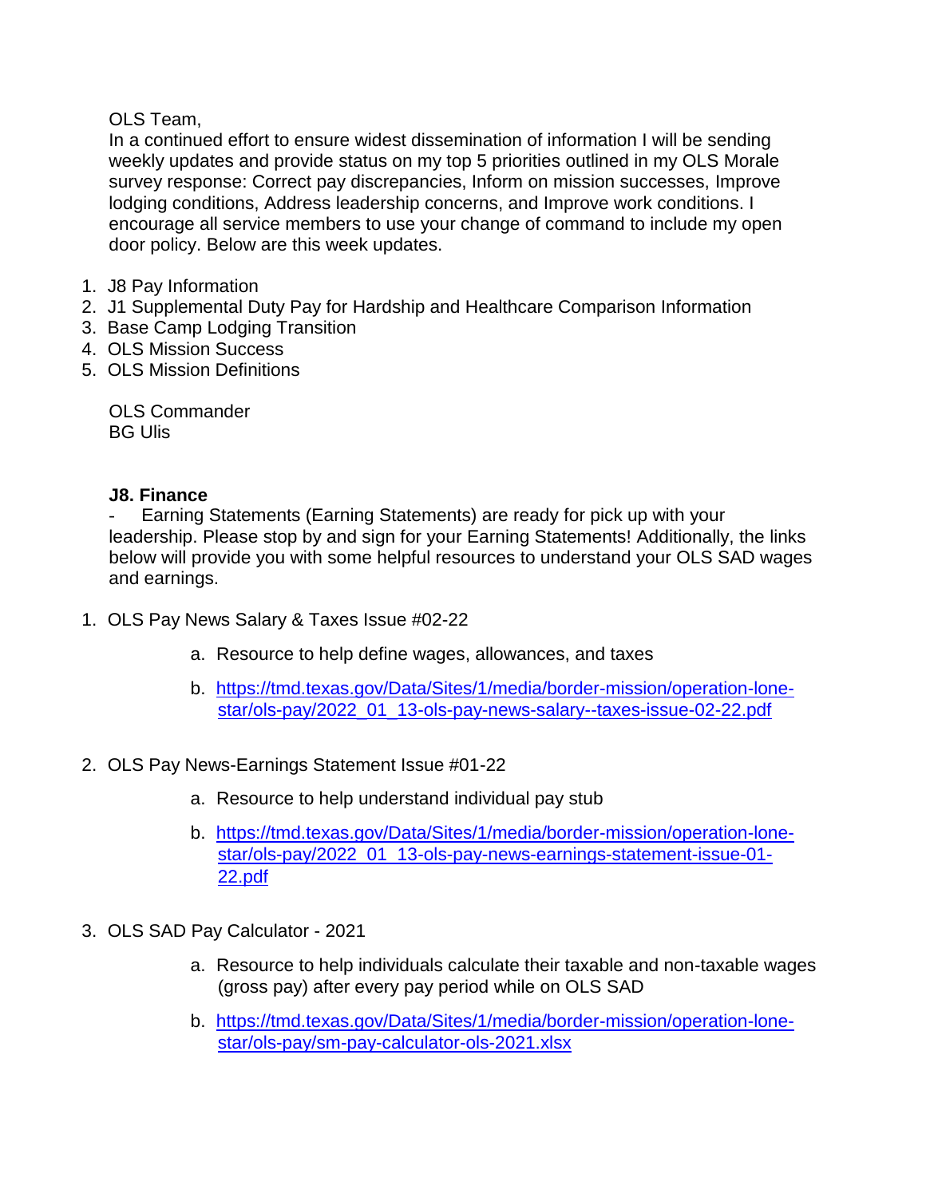OLS Team,

In a continued effort to ensure widest dissemination of information I will be sending weekly updates and provide status on my top 5 priorities outlined in my OLS Morale survey response: Correct pay discrepancies, Inform on mission successes, Improve lodging conditions, Address leadership concerns, and Improve work conditions. I encourage all service members to use your change of command to include my open door policy. Below are this week updates.

1. J8 Pay Information
2. J1 Supplemental Duty Pay for Hardship and Healthcare Comparison Information
3. Base Camp Lodging Transition
4. OLS Mission Success
5. OLS Mission Definitions

OLS Commander
BG Ulis

**J8. Finance**

- Earning Statements (Earning Statements) are ready for pick up with your leadership. Please stop by and sign for your Earning Statements! Additionally, the links below will provide you with some helpful resources to understand your OLS SAD wages and earnings.

1. OLS Pay News Salary & Taxes Issue #02-22
   a. Resource to help define wages, allowances, and taxes
   b. https://tmd.texas.gov/Data/Sites/1/media/border-mission/operation-lone-star/ols-pay/2022_01_13-ols-pay-news-salary--taxes-issue-02-22.pdf
2. OLS Pay News-Earnings Statement Issue #01-22
   a. Resource to help understand individual pay stub
   b. https://tmd.texas.gov/Data/Sites/1/media/border-mission/operation-lone-star/ols-pay/2022_01_13-ols-pay-news-earnings-statement-issue-01-22.pdf
3. OLS SAD Pay Calculator - 2021
   a. Resource to help individuals calculate their taxable and non-taxable wages (gross pay) after every pay period while on OLS SAD
   b. https://tmd.texas.gov/Data/Sites/1/media/border-mission/operation-lone-star/ols-pay/sm-pay-calculator-ols-2021.xlsx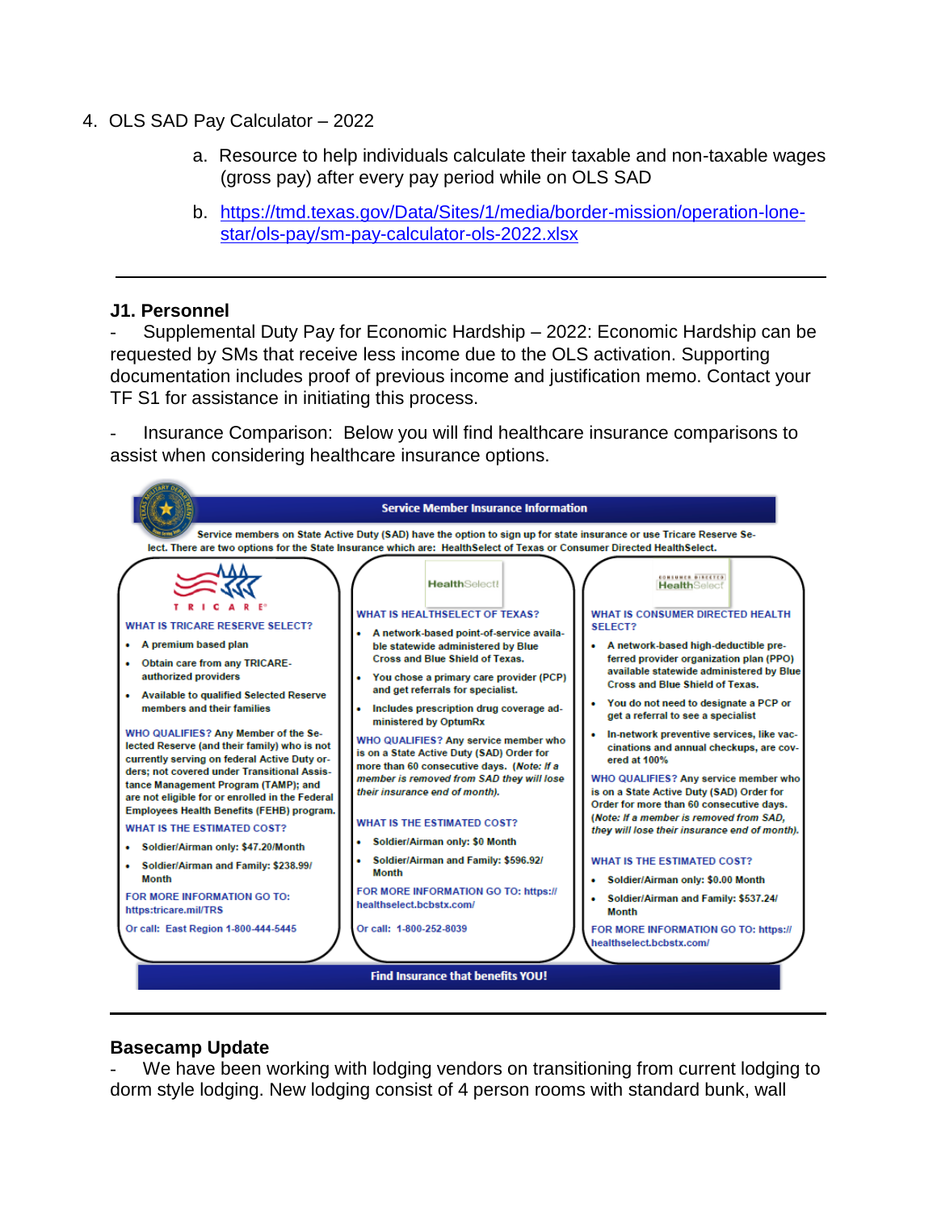4. OLS SAD Pay Calculator – 2022

    a. Resource to help individuals calculate their taxable and non-taxable wages (gross pay) after every pay period while on OLS SAD

    b. https://tmd.texas.gov/Data/Sites/1/media/border-mission/operation-lone-star/ols-pay/sm-pay-calculator-ols-2022.xlsx

---

**J1. Personnel**

- Supplemental Duty Pay for Economic Hardship – 2022: Economic Hardship can be requested by SMs that receive less income due to the OLS activation. Supporting documentation includes proof of previous income and justification memo. Contact your TF S1 for assistance in initiating this process.

- Insurance Comparison: Below you will find healthcare insurance comparisons to assist when considering healthcare insurance options.

**Service Member Insurance Information**

Service members on State Active Duty (SAD) have the option to sign up for state insurance or use Tricare Reserve Select. There are two options for the State Insurance which are: HealthSelect of Texas or Consumer Directed HealthSelect.

**TRICARE**

WHAT IS TRICARE RESERVE SELECT?

- A premium based plan
- Obtain care from any TRICARE-authorized providers
- Available to qualified Selected Reserve members and their families

WHO QUALIFIES? Any Member of the Selected Reserve (and their family) who is not currently serving on federal Active Duty orders; not covered under Transitional Assistance Management Program (TAMP); and are not eligible for or enrolled in the Federal Employees Health Benefits (FEHB) program.

WHAT IS THE ESTIMATED COST?

- Soldier/Airman only: $47.20/Month
- Soldier/Airman and Family: $238.99/Month

FOR MORE INFORMATION GO TO: https:tricare.mil/TRS

Or call: East Region 1-800-444-5445

**HealthSelect**

WHAT IS HEALTHSELECT OF TEXAS?

- A network-based point-of-service available statewide administered by Blue Cross and Blue Shield of Texas.
- You chose a primary care provider (PCP) and get referrals for specialist.
- Includes prescription drug coverage administered by OptumRx

WHO QUALIFIES? Any service member who is on a State Active Duty (SAD) Order for more than 60 consecutive days. (*Note: If a member is removed from SAD they will lose their insurance end of month).*

WHAT IS THE ESTIMATED COST?

- Soldier/Airman only: $0 Month
- Soldier/Airman and Family: $596.92/Month

FOR MORE INFORMATION GO TO: https://healthselect.bcbstx.com/

Or call: 1-800-252-8039

**Consumer Directed HealthSelect**

WHAT IS CONSUMER DIRECTED HEALTH SELECT?

- A network-based high-deductible preferred provider organization plan (PPO) available statewide administered by Blue Cross and Blue Shield of Texas.
- You do not need to designate a PCP or get a referral to see a specialist
- In-network preventive services, like vaccinations and annual checkups, are covered at 100%

WHO QUALIFIES? Any service member who is on a State Active Duty (SAD) Order for Order for more than 60 consecutive days. (*Note: If a member is removed from SAD, they will lose their insurance end of month).*

WHAT IS THE ESTIMATED COST?

- Soldier/Airman only: $0.00 Month
- Soldier/Airman and Family: $537.24/Month

FOR MORE INFORMATION GO TO: https://healthselect.bcbstx.com/

**Find Insurance that benefits YOU!**

---

**Basecamp Update**

- We have been working with lodging vendors on transitioning from current lodging to dorm style lodging. New lodging consist of 4 person rooms with standard bunk, wall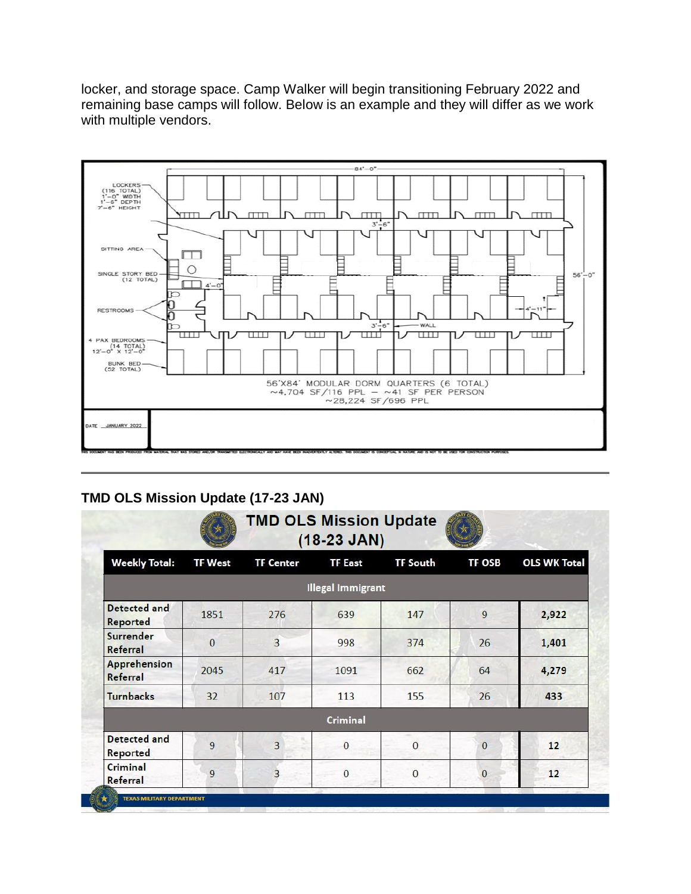locker, and storage space. Camp Walker will begin transitioning February 2022 and remaining base camps will follow. Below is an example and they will differ as we work with multiple vendors.

84'—0"

LOCKERS (116 TOTAL) 1'—0" WIDTH 1'—6" DEPTH 7'—6" HEIGHT

SITTING AREA

SINGLE STORY BED (12 TOTAL)

RESTROOMS

4 PAX BEDROOMS (14 TOTAL) 12'—0" X 12'—0"

BUNK BED (52 TOTAL)

3'—6"

4'—0"

4'—11"

WALL

56'—0"

56'X84' MODULAR DORM QUARTERS (6 TOTAL)
~4,704 SF/116 PPL — ~41 SF PER PERSON
~28,224 SF/696 PPL

DATE JANUARY 2022

THIS DOCUMENT HAS BEEN PRODUCED FROM MATERIAL THAT WAS STORED AND/OR TRANSMITTED ELECTRONICALLY AND MAY HAVE BEEN INADVERTENTLY ALTERED. THIS DOCUMENT IS CONCEPTUAL IN NATURE AND IS NOT TO BE USED FOR CONSTRUCTION PURPOSES.

---

## TMD OLS Mission Update (17-23 JAN)

**TMD OLS Mission Update (18-23 JAN)**

| Weekly Total: | TF West | TF Center | TF East | TF South | TF OSB | OLS WK Total |
|---|---|---|---|---|---|---|
| **Illegal Immigrant** | | | | | | |
| Detected and Reported | 1851 | 276 | 639 | 147 | 9 | **2,922** |
| Surrender Referral | 0 | 3 | 998 | 374 | 26 | **1,401** |
| Apprehension Referral | 2045 | 417 | 1091 | 662 | 64 | **4,279** |
| Turnbacks | 32 | 107 | 113 | 155 | 26 | **433** |
| **Criminal** | | | | | | |
| Detected and Reported | 9 | 3 | 0 | 0 | 0 | **12** |
| Criminal Referral | 9 | 3 | 0 | 0 | 0 | **12** |

TEXAS MILITARY DEPARTMENT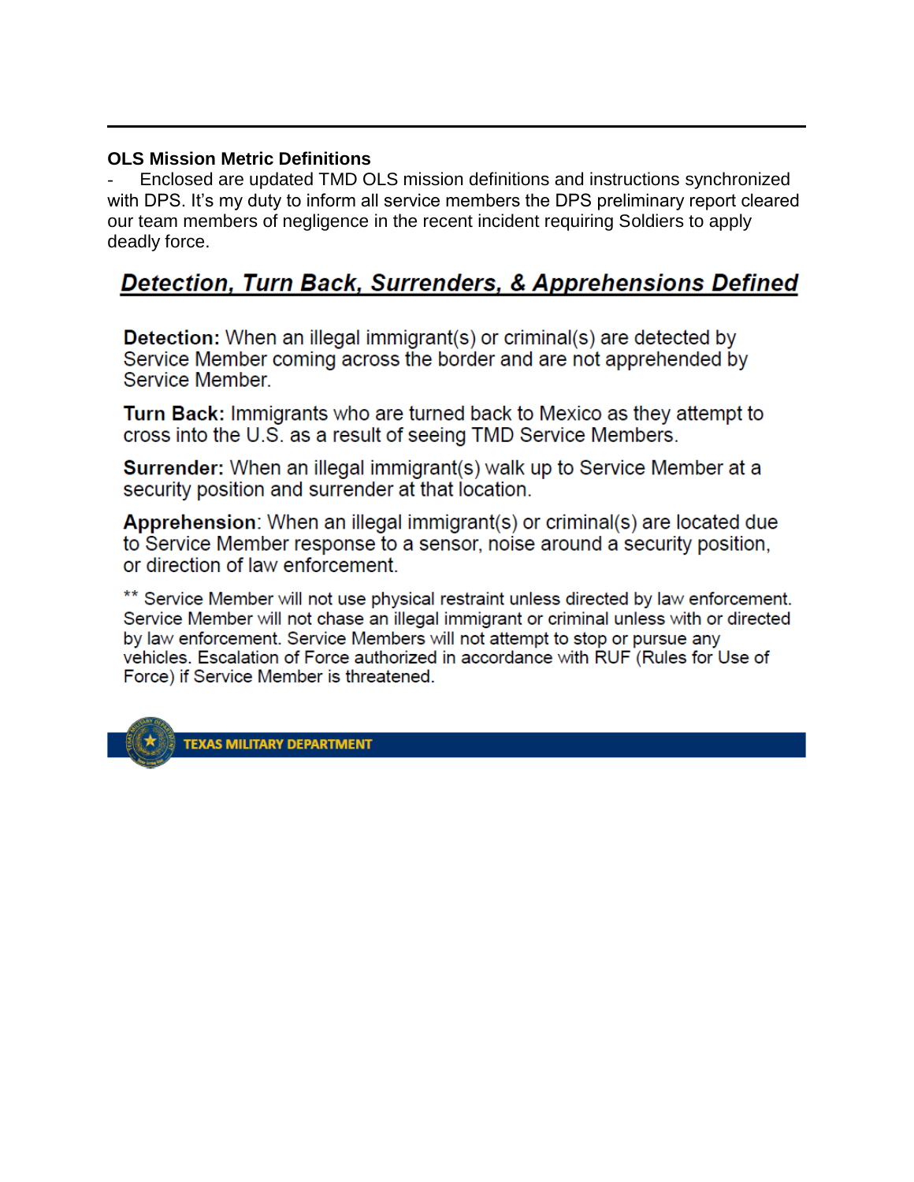**OLS Mission Metric Definitions**

- Enclosed are updated TMD OLS mission definitions and instructions synchronized with DPS. It's my duty to inform all service members the DPS preliminary report cleared our team members of negligence in the recent incident requiring Soldiers to apply deadly force.

## ***Detection, Turn Back, Surrenders, & Apprehensions Defined***

**Detection:** When an illegal immigrant(s) or criminal(s) are detected by Service Member coming across the border and are not apprehended by Service Member.

**Turn Back:** Immigrants who are turned back to Mexico as they attempt to cross into the U.S. as a result of seeing TMD Service Members.

**Surrender:** When an illegal immigrant(s) walk up to Service Member at a security position and surrender at that location.

**Apprehension**: When an illegal immigrant(s) or criminal(s) are located due to Service Member response to a sensor, noise around a security position, or direction of law enforcement.

** Service Member will not use physical restraint unless directed by law enforcement. Service Member will not chase an illegal immigrant or criminal unless with or directed by law enforcement. Service Members will not attempt to stop or pursue any vehicles. Escalation of Force authorized in accordance with RUF (Rules for Use of Force) if Service Member is threatened.

TEXAS MILITARY DEPARTMENT